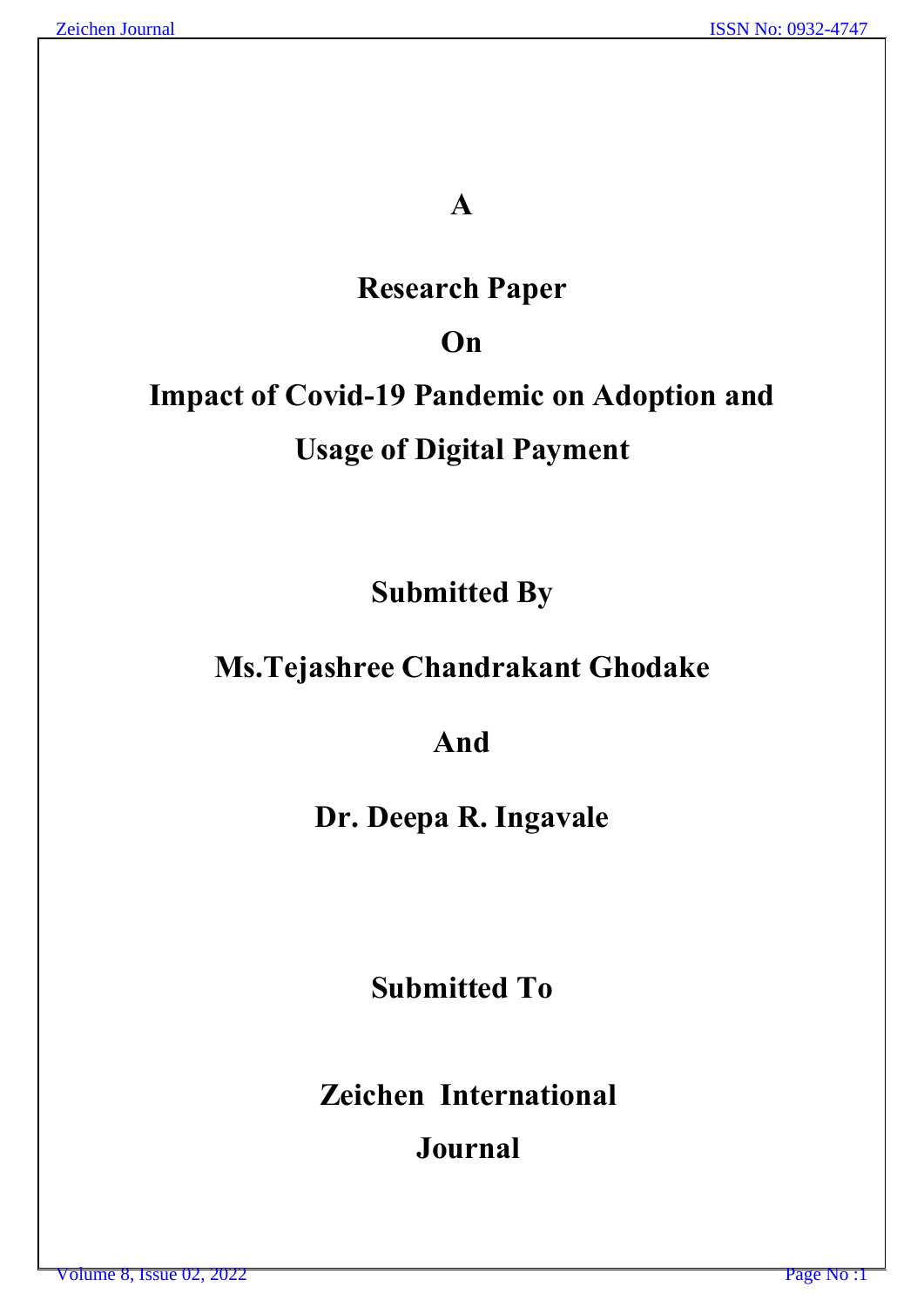**A**

# Research Paper

**On**

# Impact of Covid-19 Pandemic on Adoption and Usage of Digital Payment

**Submitted By**

**Ms.Tejashree Chandrakant Ghodake**

**And**

**Dr. Deepa R. Ingavale**

**Submitted To**

**Zeichen International Journal**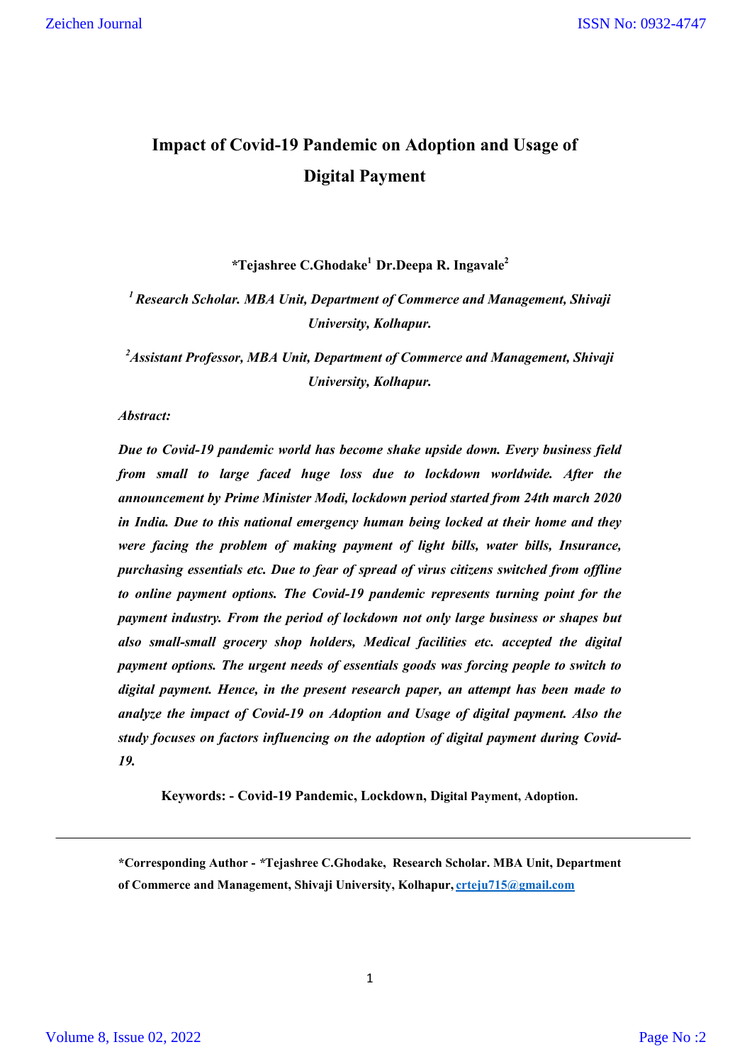# Impact of Covid-19 Pandemic on Adoption and Usage of Digital Payment

**\*Tejashree C.Ghodake[1] Dr.Deepa R. Ingavale[2]**

*[1] Research Scholar. MBA Unit, Department of Commerce and Management, Shivaji University, Kolhapur.*

*[2] Assistant Professor, MBA Unit, Department of Commerce and Management, Shivaji University, Kolhapur.*

***Abstract:***

***Due to Covid-19 pandemic world has become shake upside down. Every business field from small to large faced huge loss due to lockdown worldwide. After the announcement by Prime Minister Modi, lockdown period started from 24th march 2020 in India. Due to this national emergency human being locked at their home and they were facing the problem of making payment of light bills, water bills, Insurance, purchasing essentials etc. Due to fear of spread of virus citizens switched from offline to online payment options. The Covid-19 pandemic represents turning point for the payment industry. From the period of lockdown not only large business or shapes but also small-small grocery shop holders, Medical facilities etc. accepted the digital payment options. The urgent needs of essentials goods was forcing people to switch to digital payment. Hence, in the present research paper, an attempt has been made to analyze the impact of Covid-19 on Adoption and Usage of digital payment. Also the study focuses on factors influencing on the adoption of digital payment during Covid-19.***

**Keywords: - Covid-19 Pandemic, Lockdown, Digital Payment, Adoption.**

---

**\*Corresponding Author - \*Tejashree C.Ghodake, Research Scholar. MBA Unit, Department of Commerce and Management, Shivaji University, Kolhapur, crteju715@gmail.com**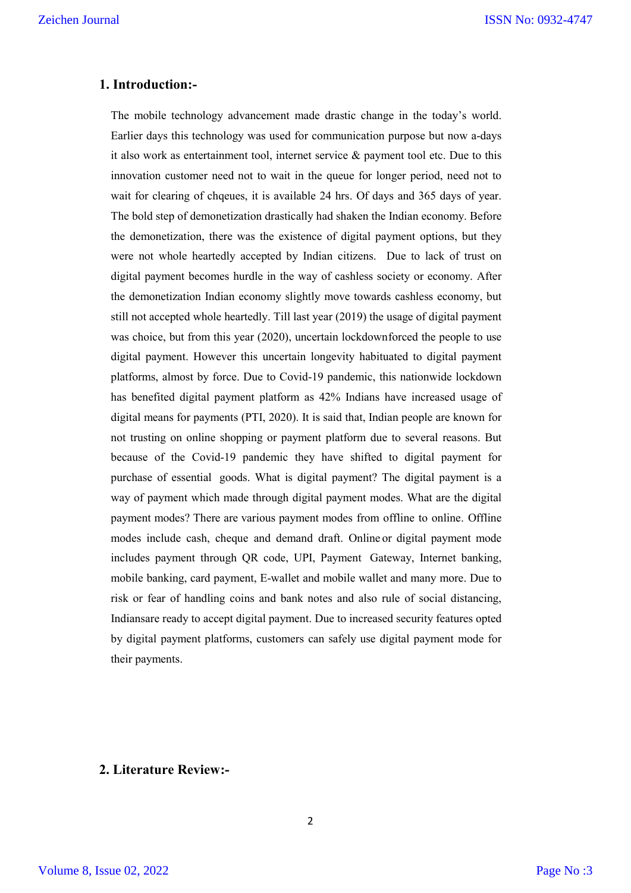## 1. Introduction:-

The mobile technology advancement made drastic change in the today's world. Earlier days this technology was used for communication purpose but now a-days it also work as entertainment tool, internet service & payment tool etc. Due to this innovation customer need not to wait in the queue for longer period, need not to wait for clearing of chqeues, it is available 24 hrs. Of days and 365 days of year. The bold step of demonetization drastically had shaken the Indian economy. Before the demonetization, there was the existence of digital payment options, but they were not whole heartedly accepted by Indian citizens. Due to lack of trust on digital payment becomes hurdle in the way of cashless society or economy. After the demonetization Indian economy slightly move towards cashless economy, but still not accepted whole heartedly. Till last year (2019) the usage of digital payment was choice, but from this year (2020), uncertain lockdownforced the people to use digital payment. However this uncertain longevity habituated to digital payment platforms, almost by force. Due to Covid-19 pandemic, this nationwide lockdown has benefited digital payment platform as 42% Indians have increased usage of digital means for payments (PTI, 2020). It is said that, Indian people are known for not trusting on online shopping or payment platform due to several reasons. But because of the Covid-19 pandemic they have shifted to digital payment for purchase of essential goods. What is digital payment? The digital payment is a way of payment which made through digital payment modes. What are the digital payment modes? There are various payment modes from offline to online. Offline modes include cash, cheque and demand draft. Online or digital payment mode includes payment through QR code, UPI, Payment Gateway, Internet banking, mobile banking, card payment, E-wallet and mobile wallet and many more. Due to risk or fear of handling coins and bank notes and also rule of social distancing, Indiansare ready to accept digital payment. Due to increased security features opted by digital payment platforms, customers can safely use digital payment mode for their payments.

## 2. Literature Review:-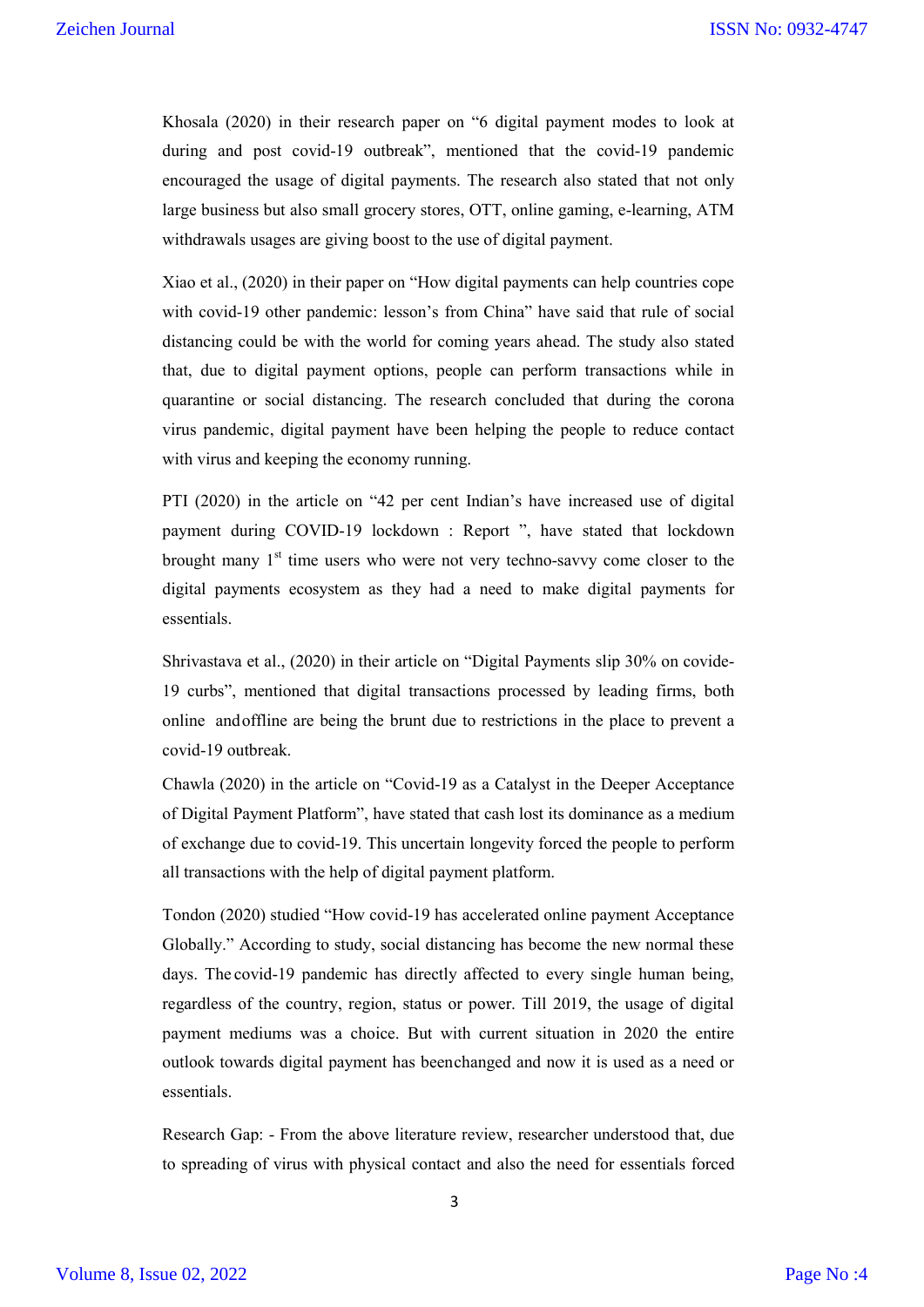Khosala (2020) in their research paper on "6 digital payment modes to look at during and post covid-19 outbreak", mentioned that the covid-19 pandemic encouraged the usage of digital payments. The research also stated that not only large business but also small grocery stores, OTT, online gaming, e-learning, ATM withdrawals usages are giving boost to the use of digital payment.

Xiao et al., (2020) in their paper on "How digital payments can help countries cope with covid-19 other pandemic: lesson's from China" have said that rule of social distancing could be with the world for coming years ahead. The study also stated that, due to digital payment options, people can perform transactions while in quarantine or social distancing. The research concluded that during the corona virus pandemic, digital payment have been helping the people to reduce contact with virus and keeping the economy running.

PTI (2020) in the article on "42 per cent Indian's have increased use of digital payment during COVID-19 lockdown : Report ", have stated that lockdown brought many 1st time users who were not very techno-savvy come closer to the digital payments ecosystem as they had a need to make digital payments for essentials.

Shrivastava et al., (2020) in their article on "Digital Payments slip 30% on covide-19 curbs", mentioned that digital transactions processed by leading firms, both online andoffline are being the brunt due to restrictions in the place to prevent a covid-19 outbreak.

Chawla (2020) in the article on "Covid-19 as a Catalyst in the Deeper Acceptance of Digital Payment Platform", have stated that cash lost its dominance as a medium of exchange due to covid-19. This uncertain longevity forced the people to perform all transactions with the help of digital payment platform.

Tondon (2020) studied "How covid-19 has accelerated online payment Acceptance Globally." According to study, social distancing has become the new normal these days. The covid-19 pandemic has directly affected to every single human being, regardless of the country, region, status or power. Till 2019, the usage of digital payment mediums was a choice. But with current situation in 2020 the entire outlook towards digital payment has beenchanged and now it is used as a need or essentials.

Research Gap: - From the above literature review, researcher understood that, due to spreading of virus with physical contact and also the need for essentials forced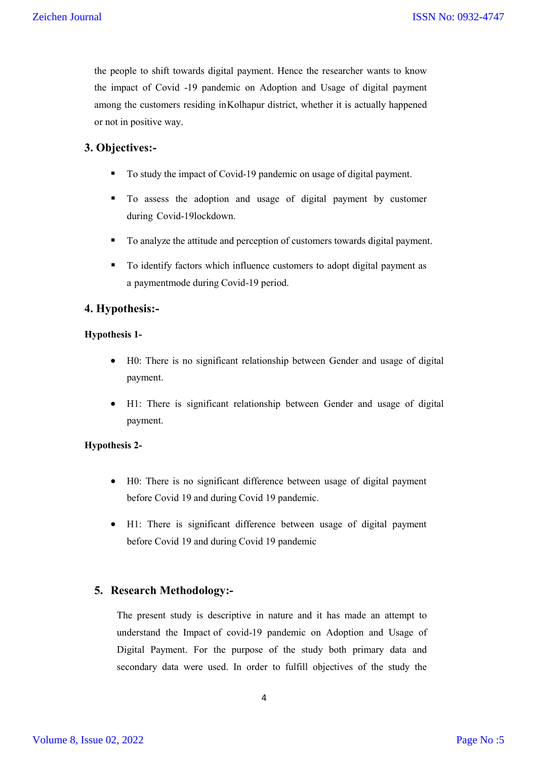the people to shift towards digital payment. Hence the researcher wants to know the impact of Covid -19 pandemic on Adoption and Usage of digital payment among the customers residing inKolhapur district, whether it is actually happened or not in positive way.

## 3. Objectives:-

- To study the impact of Covid-19 pandemic on usage of digital payment.
- To assess the adoption and usage of digital payment by customer during Covid-19lockdown.
- To analyze the attitude and perception of customers towards digital payment.
- To identify factors which influence customers to adopt digital payment as a paymentmode during Covid-19 period.

## 4. Hypothesis:-

**Hypothesis 1-**

- H0: There is no significant relationship between Gender and usage of digital payment.
- H1: There is significant relationship between Gender and usage of digital payment.

**Hypothesis 2-**

- H0: There is no significant difference between usage of digital payment before Covid 19 and during Covid 19 pandemic.
- H1: There is significant difference between usage of digital payment before Covid 19 and during Covid 19 pandemic

## 5. Research Methodology:-

The present study is descriptive in nature and it has made an attempt to understand the Impact of covid-19 pandemic on Adoption and Usage of Digital Payment. For the purpose of the study both primary data and secondary data were used. In order to fulfill objectives of the study the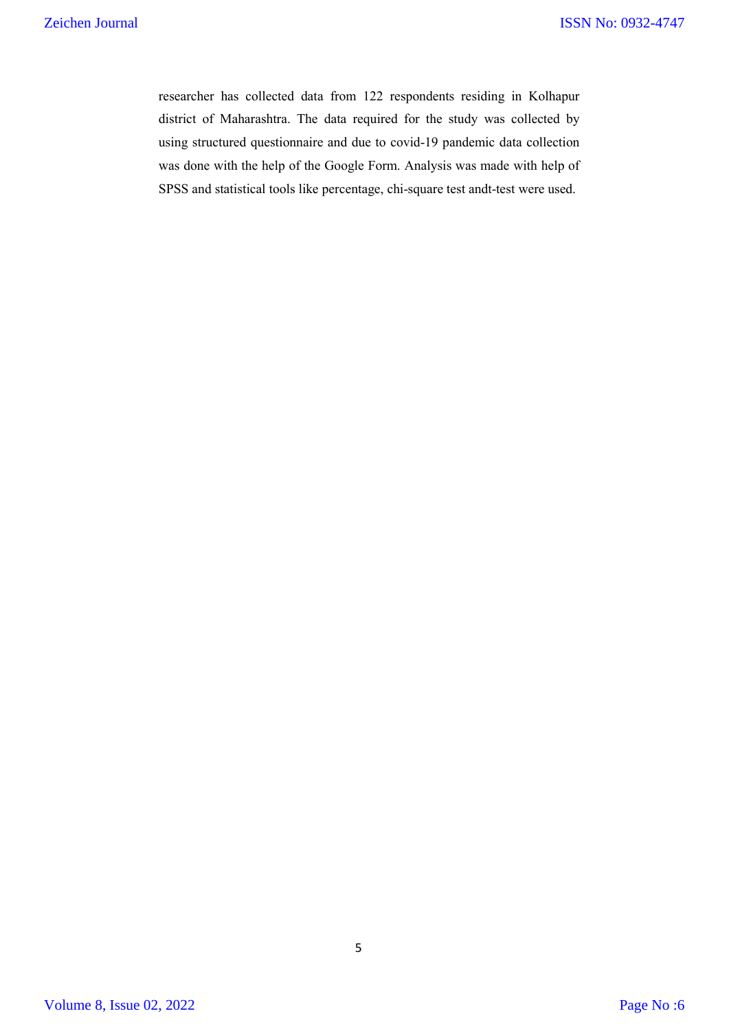researcher has collected data from 122 respondents residing in Kolhapur district of Maharashtra. The data required for the study was collected by using structured questionnaire and due to covid-19 pandemic data collection was done with the help of the Google Form. Analysis was made with help of SPSS and statistical tools like percentage, chi-square test andt-test were used.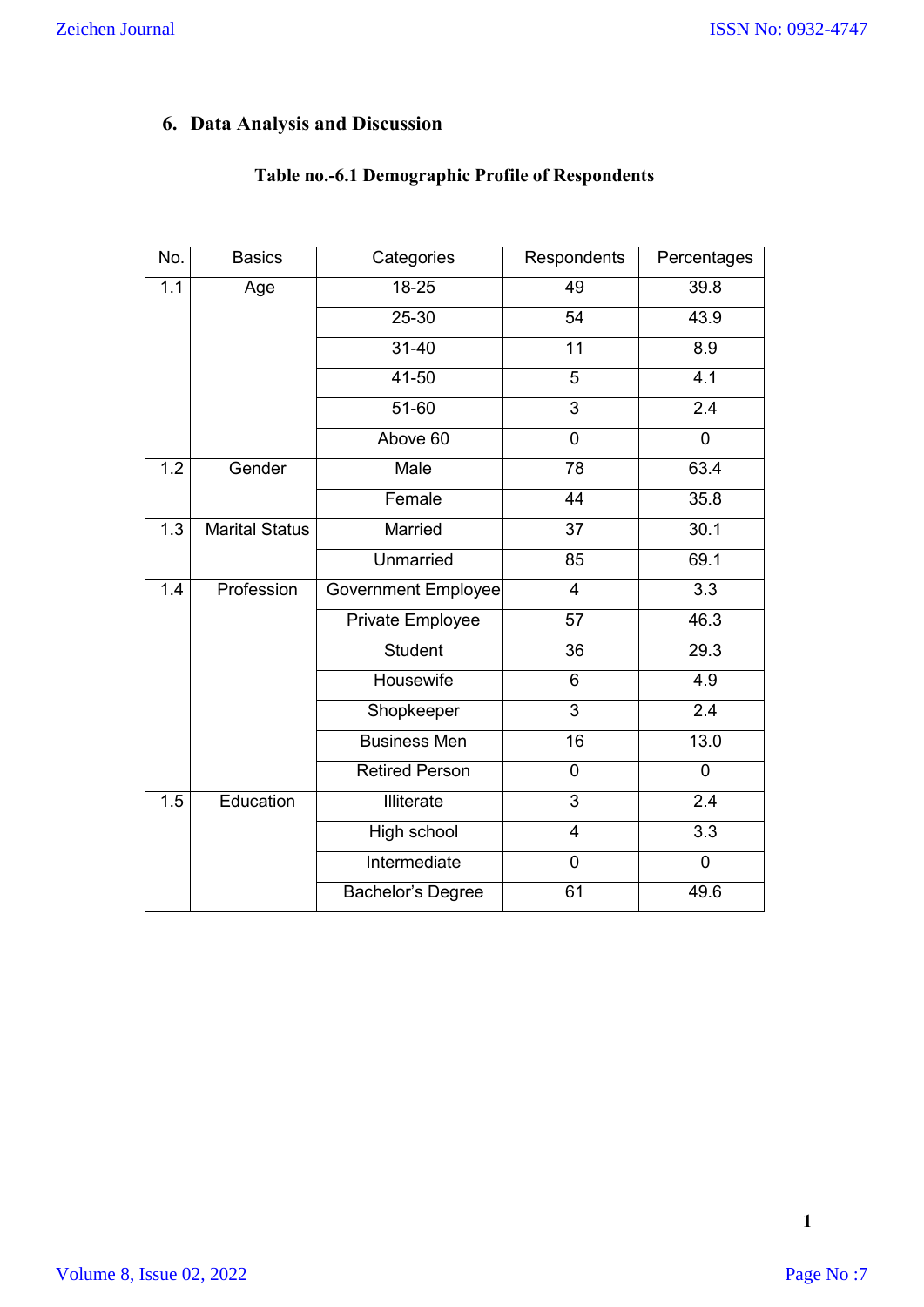## 6. Data Analysis and Discussion

**Table no.-6.1 Demographic Profile of Respondents**

| No. | Basics | Categories | Respondents | Percentages |
|---|---|---|---|---|
| 1.1 | Age | 18-25 | 49 | 39.8 |
| | | 25-30 | 54 | 43.9 |
| | | 31-40 | 11 | 8.9 |
| | | 41-50 | 5 | 4.1 |
| | | 51-60 | 3 | 2.4 |
| | | Above 60 | 0 | 0 |
| 1.2 | Gender | Male | 78 | 63.4 |
| | | Female | 44 | 35.8 |
| 1.3 | Marital Status | Married | 37 | 30.1 |
| | | Unmarried | 85 | 69.1 |
| 1.4 | Profession | Government Employee | 4 | 3.3 |
| | | Private Employee | 57 | 46.3 |
| | | Student | 36 | 29.3 |
| | | Housewife | 6 | 4.9 |
| | | Shopkeeper | 3 | 2.4 |
| | | Business Men | 16 | 13.0 |
| | | Retired Person | 0 | 0 |
| 1.5 | Education | Illiterate | 3 | 2.4 |
| | | High school | 4 | 3.3 |
| | | Intermediate | 0 | 0 |
| | | Bachelor's Degree | 61 | 49.6 |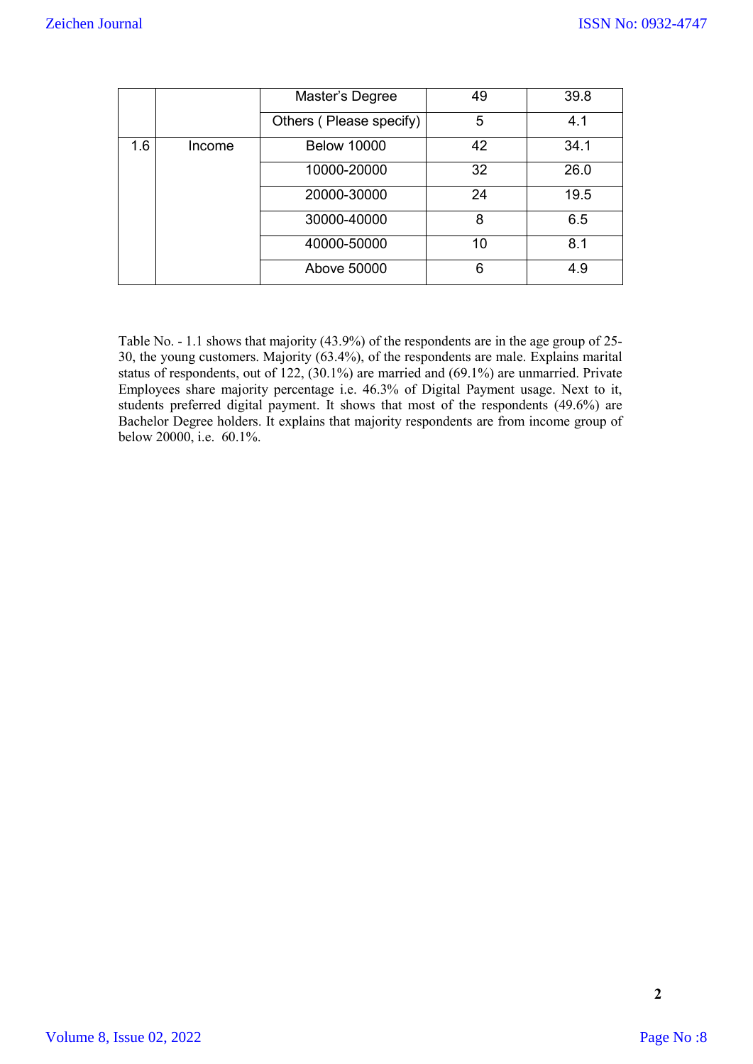| | | | | |
|---|---|---|---|---|
| | | Master's Degree | 49 | 39.8 |
| | | Others ( Please specify) | 5 | 4.1 |
| 1.6 | Income | Below 10000 | 42 | 34.1 |
| | | 10000-20000 | 32 | 26.0 |
| | | 20000-30000 | 24 | 19.5 |
| | | 30000-40000 | 8 | 6.5 |
| | | 40000-50000 | 10 | 8.1 |
| | | Above 50000 | 6 | 4.9 |

Table No. - 1.1 shows that majority (43.9%) of the respondents are in the age group of 25-30, the young customers. Majority (63.4%), of the respondents are male. Explains marital status of respondents, out of 122, (30.1%) are married and (69.1%) are unmarried. Private Employees share majority percentage i.e. 46.3% of Digital Payment usage. Next to it, students preferred digital payment. It shows that most of the respondents (49.6%) are Bachelor Degree holders. It explains that majority respondents are from income group of below 20000, i.e. 60.1%.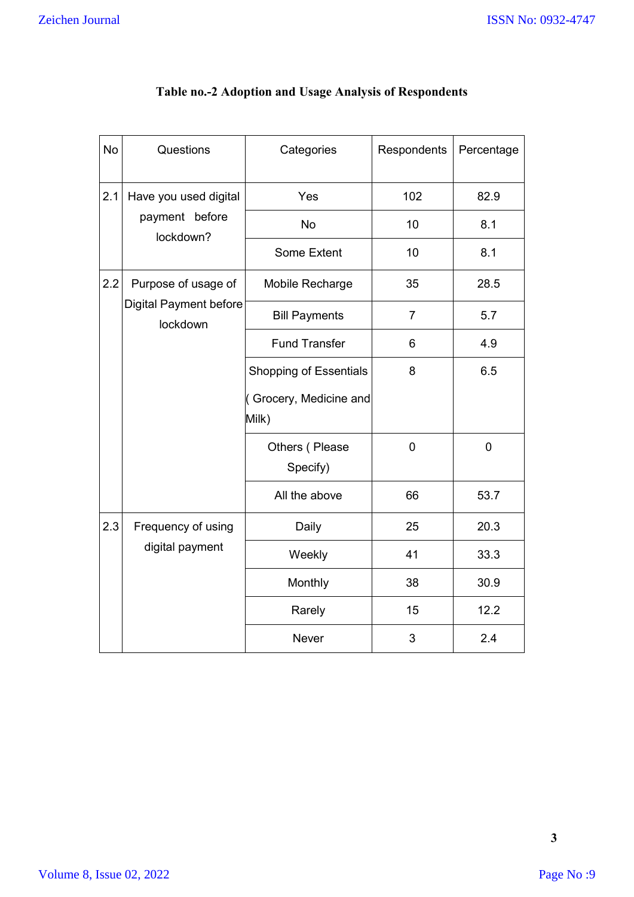**Table no.-2 Adoption and Usage Analysis of Respondents**

| No | Questions | Categories | Respondents | Percentage |
|---|---|---|---|---|
| 2.1 | Have you used digital payment before lockdown? | Yes | 102 | 82.9 |
| | | No | 10 | 8.1 |
| | | Some Extent | 10 | 8.1 |
| 2.2 | Purpose of usage of Digital Payment before lockdown | Mobile Recharge | 35 | 28.5 |
| | | Bill Payments | 7 | 5.7 |
| | | Fund Transfer | 6 | 4.9 |
| | | Shopping of Essentials ( Grocery, Medicine and Milk) | 8 | 6.5 |
| | | Others ( Please Specify) | 0 | 0 |
| | | All the above | 66 | 53.7 |
| 2.3 | Frequency of using digital payment | Daily | 25 | 20.3 |
| | | Weekly | 41 | 33.3 |
| | | Monthly | 38 | 30.9 |
| | | Rarely | 15 | 12.2 |
| | | Never | 3 | 2.4 |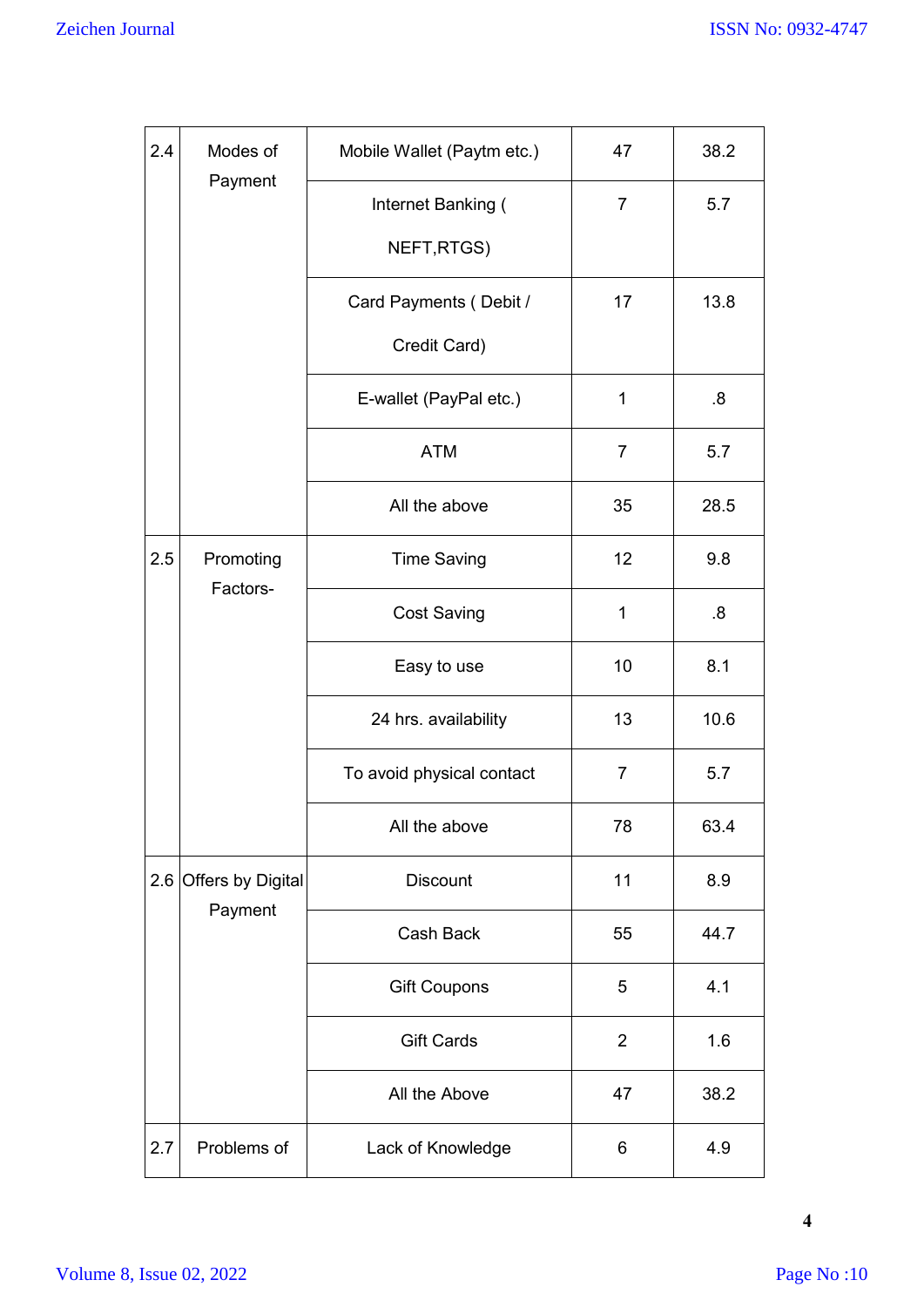| 2.4 | Modes of Payment | Mobile Wallet (Paytm etc.) | 47 | 38.2 |
|---|---|---|---|---|
| | | Internet Banking ( NEFT,RTGS) | 7 | 5.7 |
| | | Card Payments ( Debit / Credit Card) | 17 | 13.8 |
| | | E-wallet (PayPal etc.) | 1 | .8 |
| | | ATM | 7 | 5.7 |
| | | All the above | 35 | 28.5 |
| 2.5 | Promoting Factors- | Time Saving | 12 | 9.8 |
| | | Cost Saving | 1 | .8 |
| | | Easy to use | 10 | 8.1 |
| | | 24 hrs. availability | 13 | 10.6 |
| | | To avoid physical contact | 7 | 5.7 |
| | | All the above | 78 | 63.4 |
| 2.6 | Offers by Digital Payment | Discount | 11 | 8.9 |
| | | Cash Back | 55 | 44.7 |
| | | Gift Coupons | 5 | 4.1 |
| | | Gift Cards | 2 | 1.6 |
| | | All the Above | 47 | 38.2 |
| 2.7 | Problems of | Lack of Knowledge | 6 | 4.9 |

4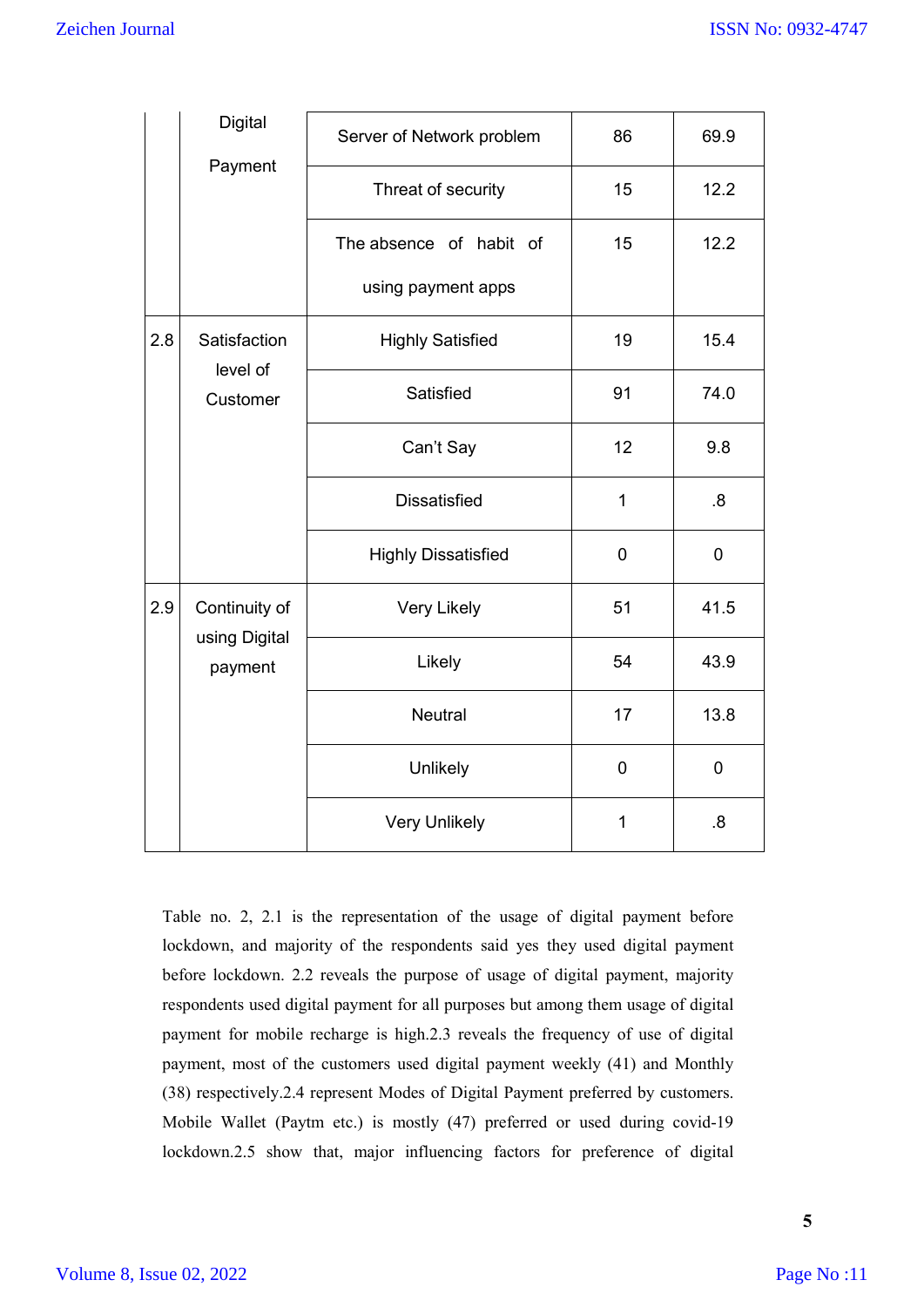|  | Digital Payment | Server of Network problem | 86 | 69.9 |
|---|---|---|---|---|
|  |  | Threat of security | 15 | 12.2 |
|  |  | The absence of habit of using payment apps | 15 | 12.2 |
| 2.8 | Satisfaction level of Customer | Highly Satisfied | 19 | 15.4 |
|  |  | Satisfied | 91 | 74.0 |
|  |  | Can't Say | 12 | 9.8 |
|  |  | Dissatisfied | 1 | .8 |
|  |  | Highly Dissatisfied | 0 | 0 |
| 2.9 | Continuity of using Digital payment | Very Likely | 51 | 41.5 |
|  |  | Likely | 54 | 43.9 |
|  |  | Neutral | 17 | 13.8 |
|  |  | Unlikely | 0 | 0 |
|  |  | Very Unlikely | 1 | .8 |

Table no. 2, 2.1 is the representation of the usage of digital payment before lockdown, and majority of the respondents said yes they used digital payment before lockdown. 2.2 reveals the purpose of usage of digital payment, majority respondents used digital payment for all purposes but among them usage of digital payment for mobile recharge is high.2.3 reveals the frequency of use of digital payment, most of the customers used digital payment weekly (41) and Monthly (38) respectively.2.4 represent Modes of Digital Payment preferred by customers. Mobile Wallet (Paytm etc.) is mostly (47) preferred or used during covid-19 lockdown.2.5 show that, major influencing factors for preference of digital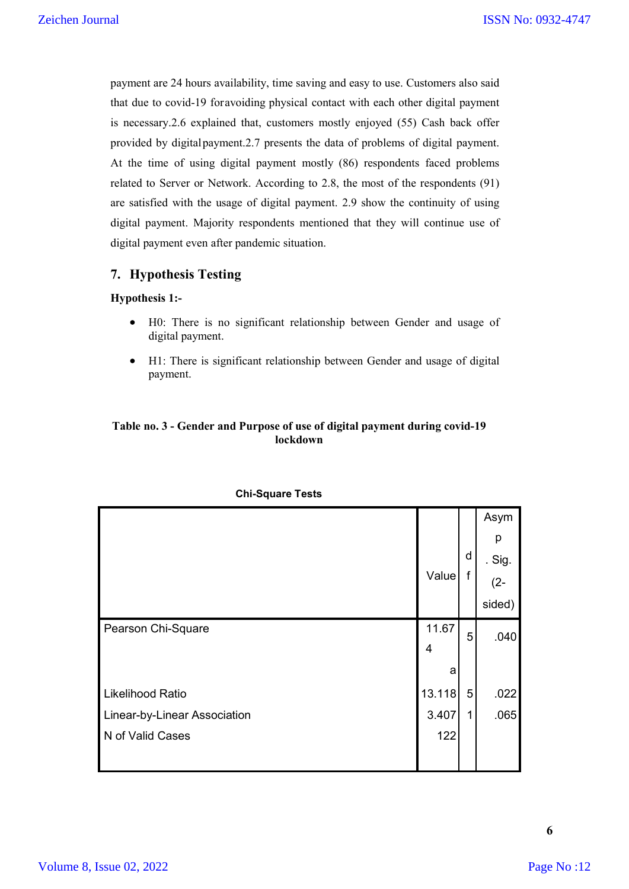payment are 24 hours availability, time saving and easy to use. Customers also said that due to covid-19 foravoiding physical contact with each other digital payment is necessary.2.6 explained that, customers mostly enjoyed (55) Cash back offer provided by digital payment.2.7 presents the data of problems of digital payment. At the time of using digital payment mostly (86) respondents faced problems related to Server or Network. According to 2.8, the most of the respondents (91) are satisfied with the usage of digital payment. 2.9 show the continuity of using digital payment. Majority respondents mentioned that they will continue use of digital payment even after pandemic situation.

## 7. Hypothesis Testing

**Hypothesis 1:-**

- H0: There is no significant relationship between Gender and usage of digital payment.
- H1: There is significant relationship between Gender and usage of digital payment.

**Table no. 3 - Gender and Purpose of use of digital payment during covid-19 lockdown**

**Chi-Square Tests**

| | Value | df | Asymp. Sig. (2-sided) |
|---|---|---|---|
| Pearson Chi-Square | 11.674[a] | 5 | .040 |
| Likelihood Ratio | 13.118 | 5 | .022 |
| Linear-by-Linear Association | 3.407 | 1 | .065 |
| N of Valid Cases | 122 | | |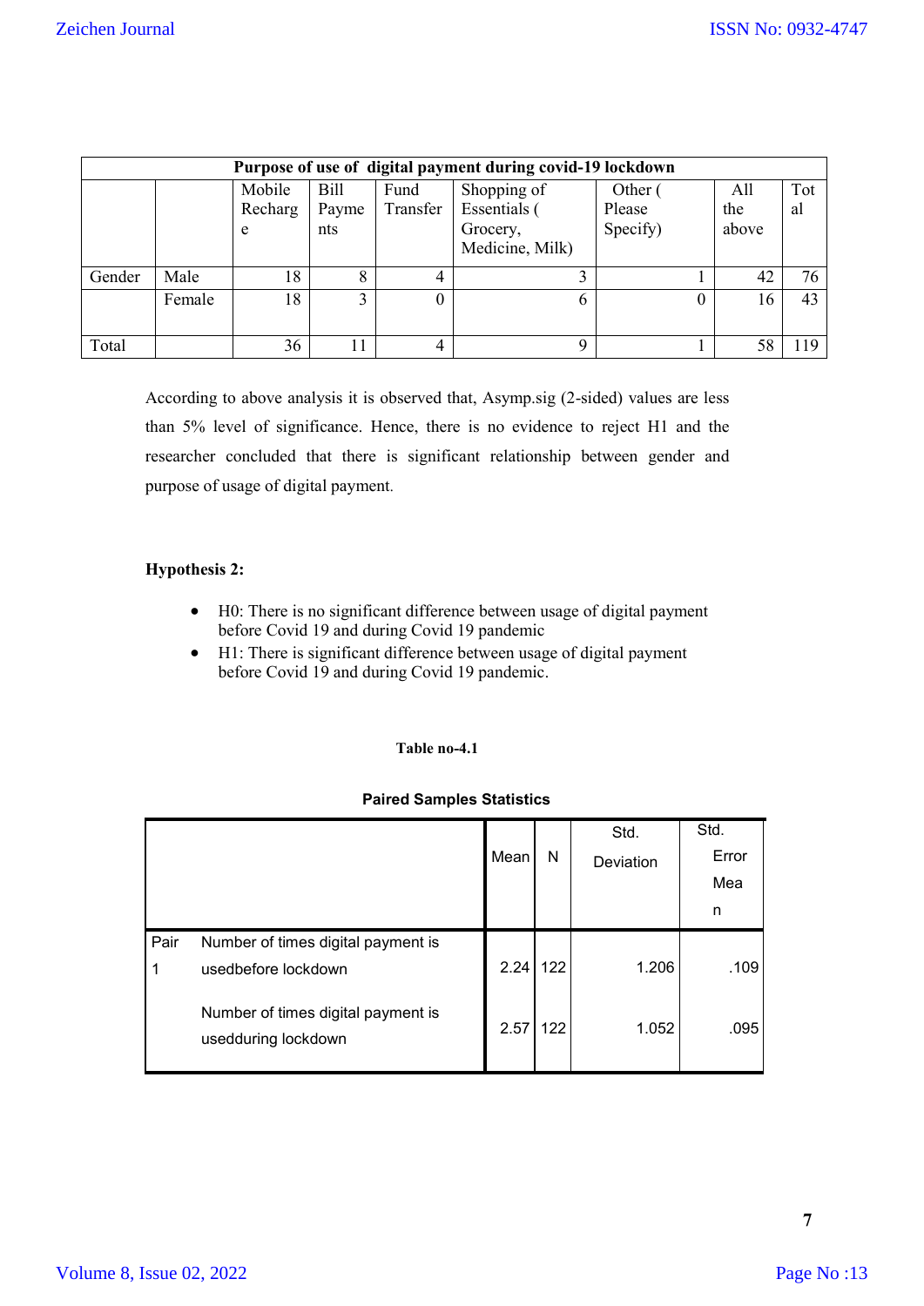| Purpose of use of digital payment during covid-19 lockdown | | | | | | | | |
|---|---|---|---|---|---|---|---|---|
| | | Mobile Recharge | Bill Payments | Fund Transfer | Shopping of Essentials ( Grocery, Medicine, Milk) | Other ( Please Specify) | All the above | Total |
| Gender | Male | 18 | 8 | 4 | 3 | 1 | 42 | 76 |
| | Female | 18 | 3 | 0 | 6 | 0 | 16 | 43 |
| Total | | 36 | 11 | 4 | 9 | 1 | 58 | 119 |

According to above analysis it is observed that, Asymp.sig (2-sided) values are less than 5% level of significance. Hence, there is no evidence to reject H1 and the researcher concluded that there is significant relationship between gender and purpose of usage of digital payment.

**Hypothesis 2:**

- H0: There is no significant difference between usage of digital payment before Covid 19 and during Covid 19 pandemic
- H1: There is significant difference between usage of digital payment before Covid 19 and during Covid 19 pandemic.

**Table no-4.1**

**Paired Samples Statistics**

| | | Mean | N | Std. Deviation | Std. Error Mean |
|---|---|---|---|---|---|
| Pair 1 | Number of times digital payment is usedbefore lockdown | 2.24 | 122 | 1.206 | .109 |
| | Number of times digital payment is usedduring lockdown | 2.57 | 122 | 1.052 | .095 |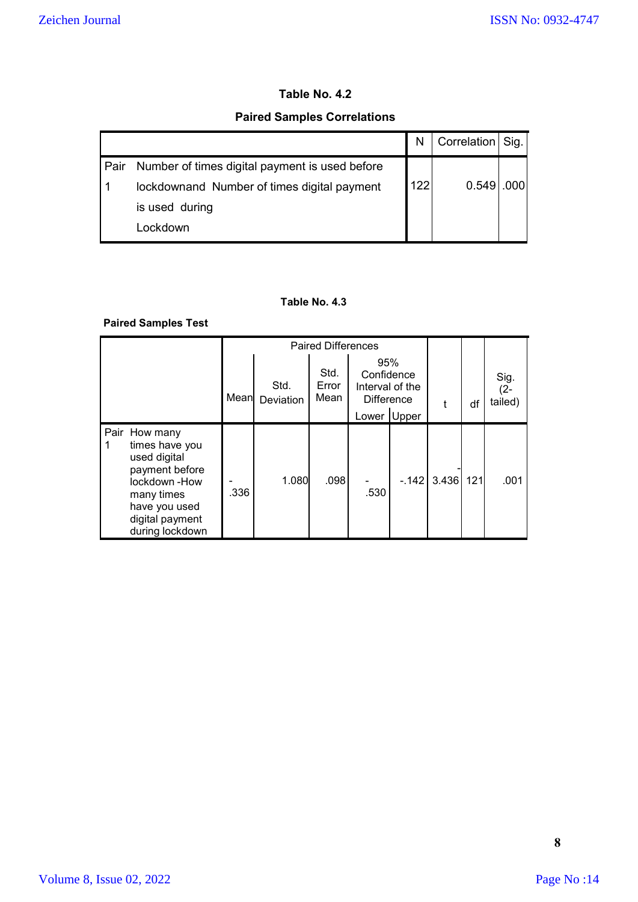**Table No. 4.2**

**Paired Samples Correlations**

| | | N | Correlation | Sig. |
|---|---|---|---|---|
| Pair 1 | Number of times digital payment is used before lockdownand Number of times digital payment is used during Lockdown | 122 | 0.549 | .000 |

**Table No. 4.3**

**Paired Samples Test**

| | | Paired Differences | | | | | t | df | Sig. (2-tailed) |
|---|---|---|---|---|---|---|---|---|---|
| | | Mean | Std. Deviation | Std. Error Mean | 95% Confidence Interval of the Difference | | | | |
| | | | | | Lower | Upper | | | |
| Pair 1 | How many times have you used digital payment before lockdown -How many times have you used digital payment during lockdown | -.336 | 1.080 | .098 | -.530 | -.142 | -3.436 | 121 | .001 |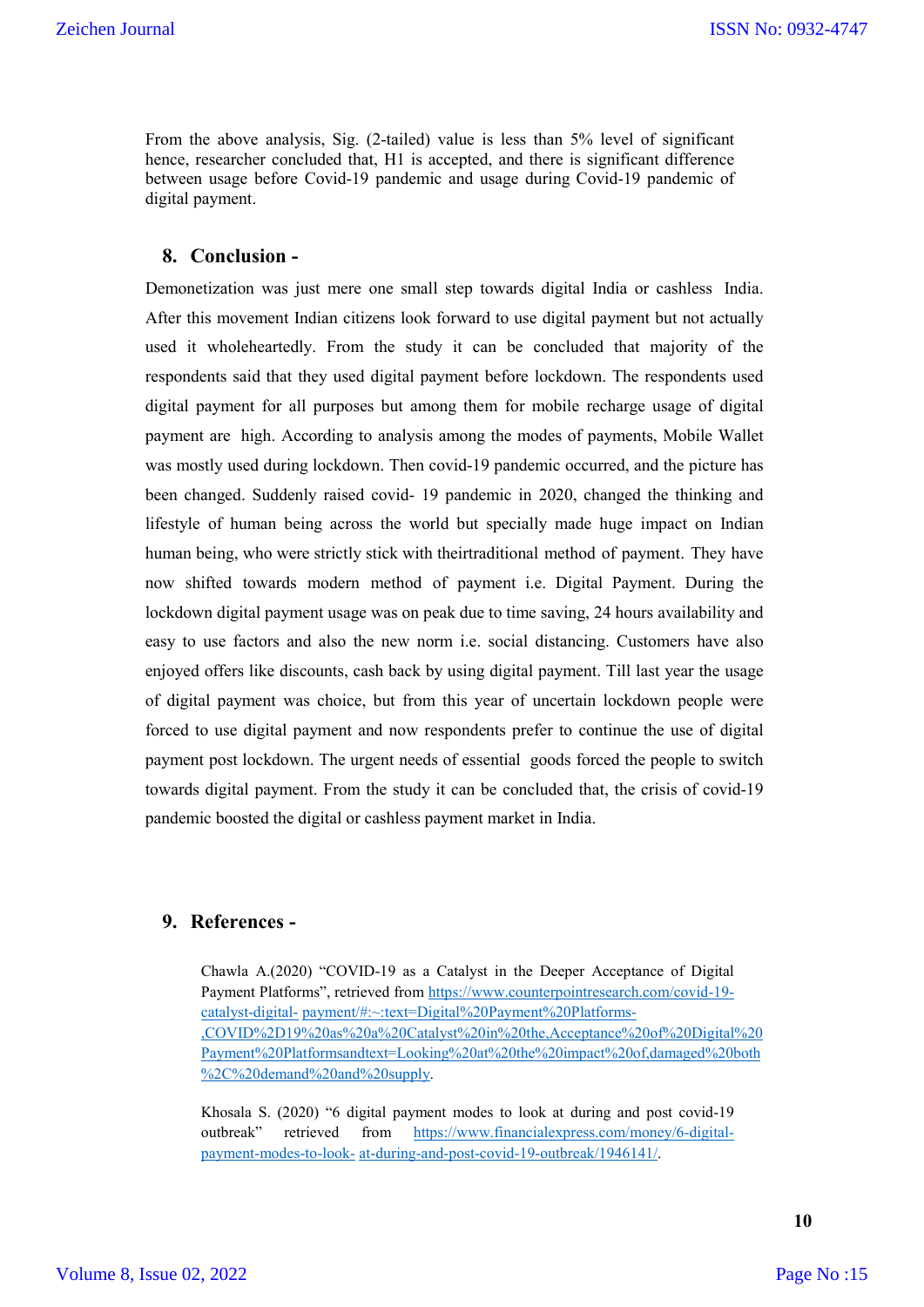From the above analysis, Sig. (2-tailed) value is less than 5% level of significant hence, researcher concluded that, H1 is accepted, and there is significant difference between usage before Covid-19 pandemic and usage during Covid-19 pandemic of digital payment.

## 8. Conclusion -

Demonetization was just mere one small step towards digital India or cashless India. After this movement Indian citizens look forward to use digital payment but not actually used it wholeheartedly. From the study it can be concluded that majority of the respondents said that they used digital payment before lockdown. The respondents used digital payment for all purposes but among them for mobile recharge usage of digital payment are high. According to analysis among the modes of payments, Mobile Wallet was mostly used during lockdown. Then covid-19 pandemic occurred, and the picture has been changed. Suddenly raised covid- 19 pandemic in 2020, changed the thinking and lifestyle of human being across the world but specially made huge impact on Indian human being, who were strictly stick with theirtraditional method of payment. They have now shifted towards modern method of payment i.e. Digital Payment. During the lockdown digital payment usage was on peak due to time saving, 24 hours availability and easy to use factors and also the new norm i.e. social distancing. Customers have also enjoyed offers like discounts, cash back by using digital payment. Till last year the usage of digital payment was choice, but from this year of uncertain lockdown people were forced to use digital payment and now respondents prefer to continue the use of digital payment post lockdown. The urgent needs of essential goods forced the people to switch towards digital payment. From the study it can be concluded that, the crisis of covid-19 pandemic boosted the digital or cashless payment market in India.

## 9. References -

Chawla A.(2020) "COVID-19 as a Catalyst in the Deeper Acceptance of Digital Payment Platforms", retrieved from https://www.counterpointresearch.com/covid-19-catalyst-digital- payment/#:~:text=Digital%20Payment%20Platforms-,COVID%2D19%20as%20a%20Catalyst%20in%20the,Acceptance%20of%20Digital%20Payment%20Platformsandtext=Looking%20at%20the%20impact%20of,damaged%20both%2C%20demand%20and%20supply.

Khosala S. (2020) "6 digital payment modes to look at during and post covid-19 outbreak" retrieved from https://www.financialexpress.com/money/6-digital-payment-modes-to-look- at-during-and-post-covid-19-outbreak/1946141/.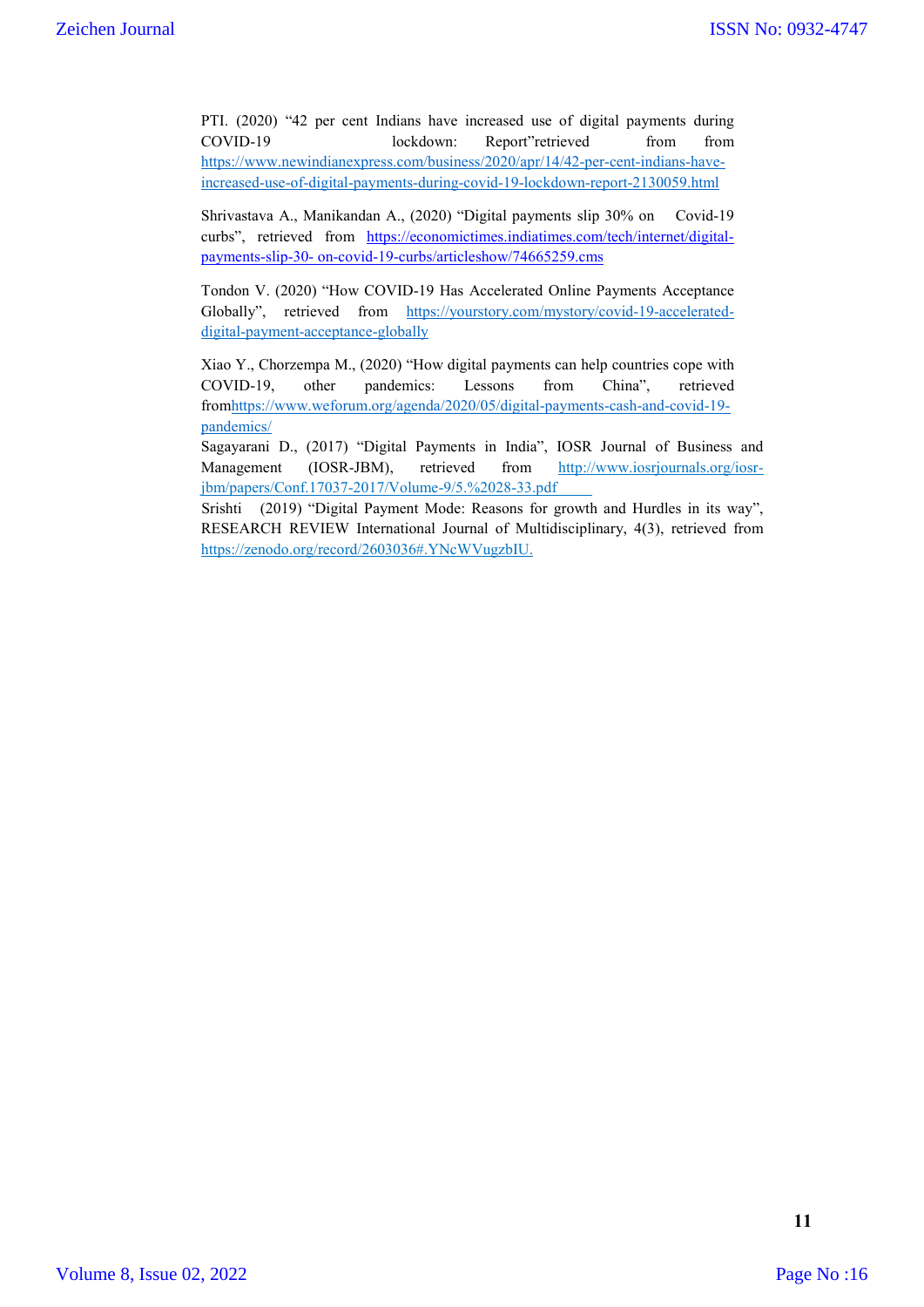PTI. (2020) "42 per cent Indians have increased use of digital payments during COVID-19 lockdown: Report"retrieved from from https://www.newindianexpress.com/business/2020/apr/14/42-per-cent-indians-have-increased-use-of-digital-payments-during-covid-19-lockdown-report-2130059.html

Shrivastava A., Manikandan A., (2020) "Digital payments slip 30% on Covid-19 curbs", retrieved from https://economictimes.indiatimes.com/tech/internet/digital-payments-slip-30- on-covid-19-curbs/articleshow/74665259.cms

Tondon V. (2020) "How COVID-19 Has Accelerated Online Payments Acceptance Globally", retrieved from https://yourstory.com/mystory/covid-19-accelerated-digital-payment-acceptance-globally

Xiao Y., Chorzempa M., (2020) "How digital payments can help countries cope with COVID-19, other pandemics: Lessons from China", retrieved fromhttps://www.weforum.org/agenda/2020/05/digital-payments-cash-and-covid-19-pandemics/

Sagayarani D., (2017) "Digital Payments in India", IOSR Journal of Business and Management (IOSR-JBM), retrieved from http://www.iosrjournals.org/iosr-jbm/papers/Conf.17037-2017/Volume-9/5.%2028-33.pdf

Srishti (2019) "Digital Payment Mode: Reasons for growth and Hurdles in its way", RESEARCH REVIEW International Journal of Multidisciplinary, 4(3), retrieved from https://zenodo.org/record/2603036#.YNcWVugzbIU.